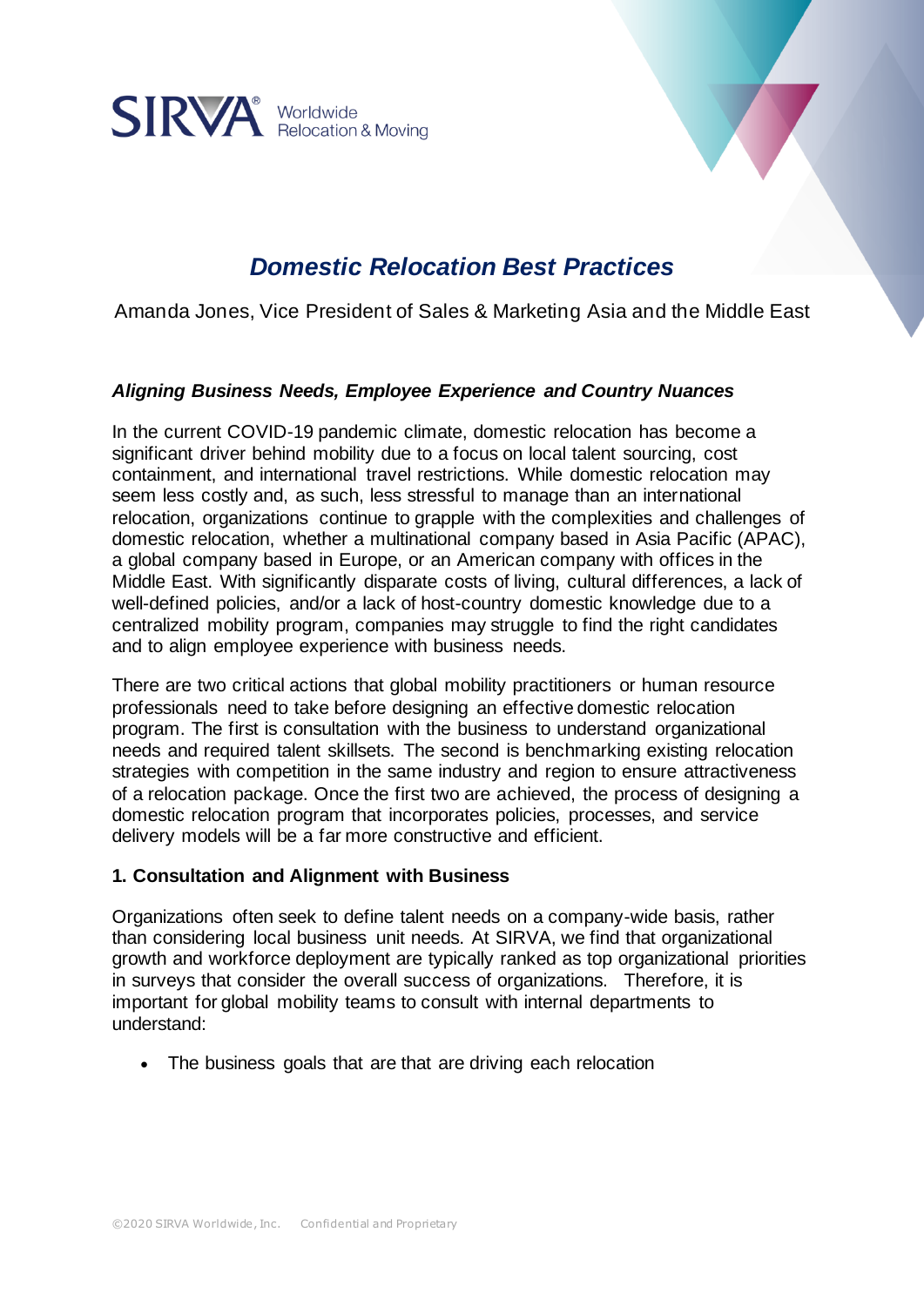SIRVA® Worldwide Relocation & Moving

# *Domestic Relocation Best Practices*

Amanda Jones, Vice President of Sales & Marketing Asia and the Middle East

## *Aligning Business Needs, Employee Experience and Country Nuances*

In the current COVID-19 pandemic climate, domestic relocation has become a significant driver behind mobility due to a focus on local talent sourcing, cost containment, and international travel restrictions. While domestic relocation may seem less costly and, as such, less stressful to manage than an international relocation, organizations continue to grapple with the complexities and challenges of domestic relocation, whether a multinational company based in Asia Pacific (APAC), a global company based in Europe, or an American company with offices in the Middle East. With significantly disparate costs of living, cultural differences, a lack of well-defined policies, and/or a lack of host-country domestic knowledge due to a centralized mobility program, companies may struggle to find the right candidates and to align employee experience with business needs.

There are two critical actions that global mobility practitioners or human resource professionals need to take before designing an effective domestic relocation program. The first is consultation with the business to understand organizational needs and required talent skillsets. The second is benchmarking existing relocation strategies with competition in the same industry and region to ensure attractiveness of a relocation package. Once the first two are achieved, the process of designing a domestic relocation program that incorporates policies, processes, and service delivery models will be a far more constructive and efficient.

### 1. Consultation and Alignment with Business

Organizations often seek to define talent needs on a company-wide basis, rather than considering local business unit needs. At SIRVA, we find that organizational growth and workforce deployment are typically ranked as top organizational priorities in surveys that consider the overall success of organizations. Therefore, it is important for global mobility teams to consult with internal departments to understand:

- The business goals that are that are driving each relocation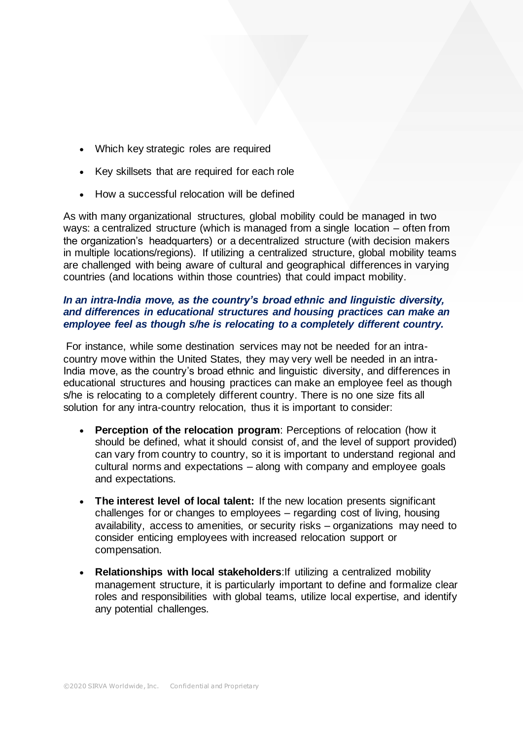- Which key strategic roles are required
- Key skillsets that are required for each role
- How a successful relocation will be defined

As with many organizational structures, global mobility could be managed in two ways: a centralized structure (which is managed from a single location – often from the organization's headquarters) or a decentralized structure (with decision makers in multiple locations/regions). If utilizing a centralized structure, global mobility teams are challenged with being aware of cultural and geographical differences in varying countries (and locations within those countries) that could impact mobility.

***In an intra-India move, as the country's broad ethnic and linguistic diversity, and differences in educational structures and housing practices can make an employee feel as though s/he is relocating to a completely different country.***

For instance, while some destination services may not be needed for an intra-country move within the United States, they may very well be needed in an intra-India move, as the country's broad ethnic and linguistic diversity, and differences in educational structures and housing practices can make an employee feel as though s/he is relocating to a completely different country. There is no one size fits all solution for any intra-country relocation, thus it is important to consider:

- **Perception of the relocation program**: Perceptions of relocation (how it should be defined, what it should consist of, and the level of support provided) can vary from country to country, so it is important to understand regional and cultural norms and expectations – along with company and employee goals and expectations.
- **The interest level of local talent:** If the new location presents significant challenges for or changes to employees – regarding cost of living, housing availability, access to amenities, or security risks – organizations may need to consider enticing employees with increased relocation support or compensation.
- **Relationships with local stakeholders**:If utilizing a centralized mobility management structure, it is particularly important to define and formalize clear roles and responsibilities with global teams, utilize local expertise, and identify any potential challenges.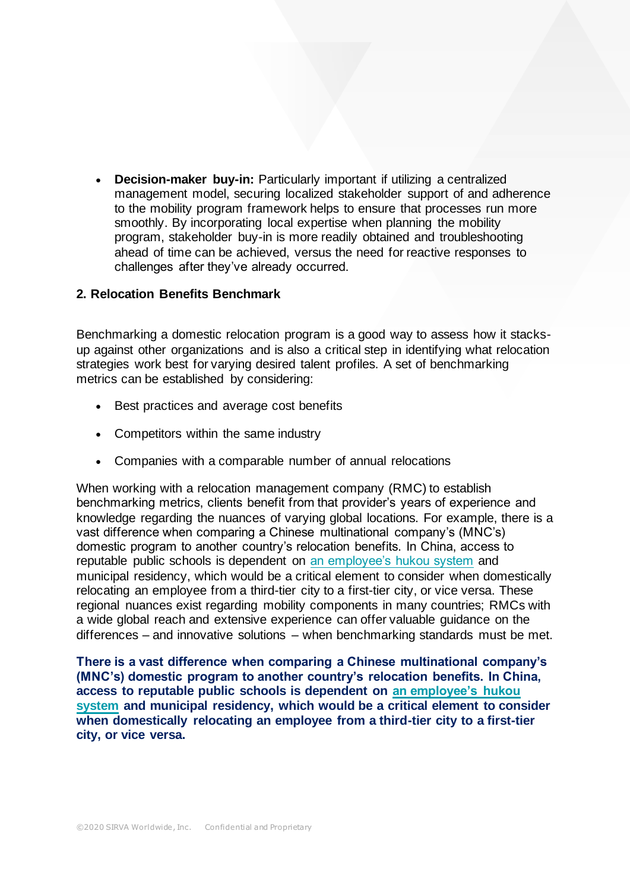- **Decision-maker buy-in:** Particularly important if utilizing a centralized management model, securing localized stakeholder support of and adherence to the mobility program framework helps to ensure that processes run more smoothly. By incorporating local expertise when planning the mobility program, stakeholder buy-in is more readily obtained and troubleshooting ahead of time can be achieved, versus the need for reactive responses to challenges after they've already occurred.

### 2. Relocation Benefits Benchmark

Benchmarking a domestic relocation program is a good way to assess how it stacks-up against other organizations and is also a critical step in identifying what relocation strategies work best for varying desired talent profiles. A set of benchmarking metrics can be established by considering:

- Best practices and average cost benefits
- Competitors within the same industry
- Companies with a comparable number of annual relocations

When working with a relocation management company (RMC) to establish benchmarking metrics, clients benefit from that provider's years of experience and knowledge regarding the nuances of varying global locations. For example, there is a vast difference when comparing a Chinese multinational company's (MNC's) domestic program to another country's relocation benefits. In China, access to reputable public schools is dependent on an employee's hukou system and municipal residency, which would be a critical element to consider when domestically relocating an employee from a third-tier city to a first-tier city, or vice versa. These regional nuances exist regarding mobility components in many countries; RMCs with a wide global reach and extensive experience can offer valuable guidance on the differences – and innovative solutions – when benchmarking standards must be met.

**There is a vast difference when comparing a Chinese multinational company's (MNC's) domestic program to another country's relocation benefits. In China, access to reputable public schools is dependent on an employee's hukou system and municipal residency, which would be a critical element to consider when domestically relocating an employee from a third-tier city to a first-tier city, or vice versa.**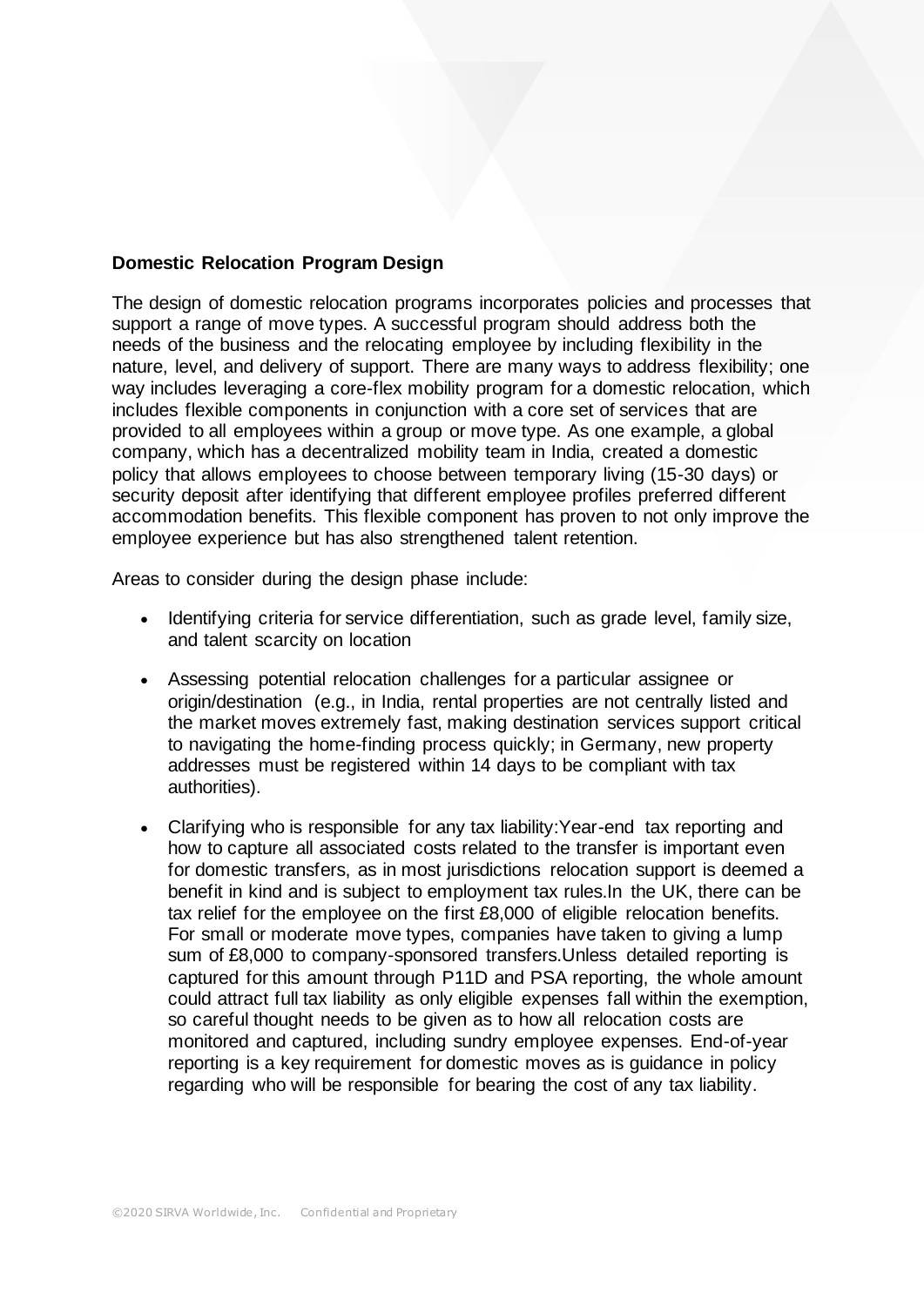**Domestic Relocation Program Design**

The design of domestic relocation programs incorporates policies and processes that support a range of move types. A successful program should address both the needs of the business and the relocating employee by including flexibility in the nature, level, and delivery of support. There are many ways to address flexibility; one way includes leveraging a core-flex mobility program for a domestic relocation, which includes flexible components in conjunction with a core set of services that are provided to all employees within a group or move type. As one example, a global company, which has a decentralized mobility team in India, created a domestic policy that allows employees to choose between temporary living (15-30 days) or security deposit after identifying that different employee profiles preferred different accommodation benefits. This flexible component has proven to not only improve the employee experience but has also strengthened talent retention.

Areas to consider during the design phase include:

- Identifying criteria for service differentiation, such as grade level, family size, and talent scarcity on location
- Assessing potential relocation challenges for a particular assignee or origin/destination (e.g., in India, rental properties are not centrally listed and the market moves extremely fast, making destination services support critical to navigating the home-finding process quickly; in Germany, new property addresses must be registered within 14 days to be compliant with tax authorities).
- Clarifying who is responsible for any tax liability:Year-end tax reporting and how to capture all associated costs related to the transfer is important even for domestic transfers, as in most jurisdictions relocation support is deemed a benefit in kind and is subject to employment tax rules.In the UK, there can be tax relief for the employee on the first £8,000 of eligible relocation benefits. For small or moderate move types, companies have taken to giving a lump sum of £8,000 to company-sponsored transfers.Unless detailed reporting is captured for this amount through P11D and PSA reporting, the whole amount could attract full tax liability as only eligible expenses fall within the exemption, so careful thought needs to be given as to how all relocation costs are monitored and captured, including sundry employee expenses. End-of-year reporting is a key requirement for domestic moves as is guidance in policy regarding who will be responsible for bearing the cost of any tax liability.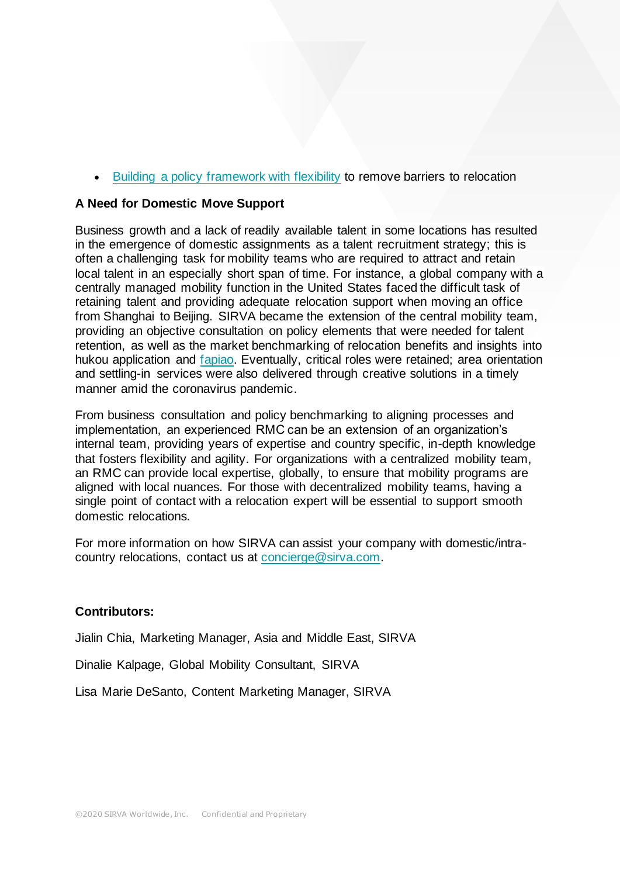- Building a policy framework with flexibility to remove barriers to relocation

**A Need for Domestic Move Support**

Business growth and a lack of readily available talent in some locations has resulted in the emergence of domestic assignments as a talent recruitment strategy; this is often a challenging task for mobility teams who are required to attract and retain local talent in an especially short span of time. For instance, a global company with a centrally managed mobility function in the United States faced the difficult task of retaining talent and providing adequate relocation support when moving an office from Shanghai to Beijing. SIRVA became the extension of the central mobility team, providing an objective consultation on policy elements that were needed for talent retention, as well as the market benchmarking of relocation benefits and insights into hukou application and fapiao. Eventually, critical roles were retained; area orientation and settling-in services were also delivered through creative solutions in a timely manner amid the coronavirus pandemic.

From business consultation and policy benchmarking to aligning processes and implementation, an experienced RMC can be an extension of an organization's internal team, providing years of expertise and country specific, in-depth knowledge that fosters flexibility and agility. For organizations with a centralized mobility team, an RMC can provide local expertise, globally, to ensure that mobility programs are aligned with local nuances. For those with decentralized mobility teams, having a single point of contact with a relocation expert will be essential to support smooth domestic relocations.

For more information on how SIRVA can assist your company with domestic/intra-country relocations, contact us at concierge@sirva.com.

**Contributors:**

Jialin Chia, Marketing Manager, Asia and Middle East, SIRVA

Dinalie Kalpage, Global Mobility Consultant, SIRVA

Lisa Marie DeSanto, Content Marketing Manager, SIRVA